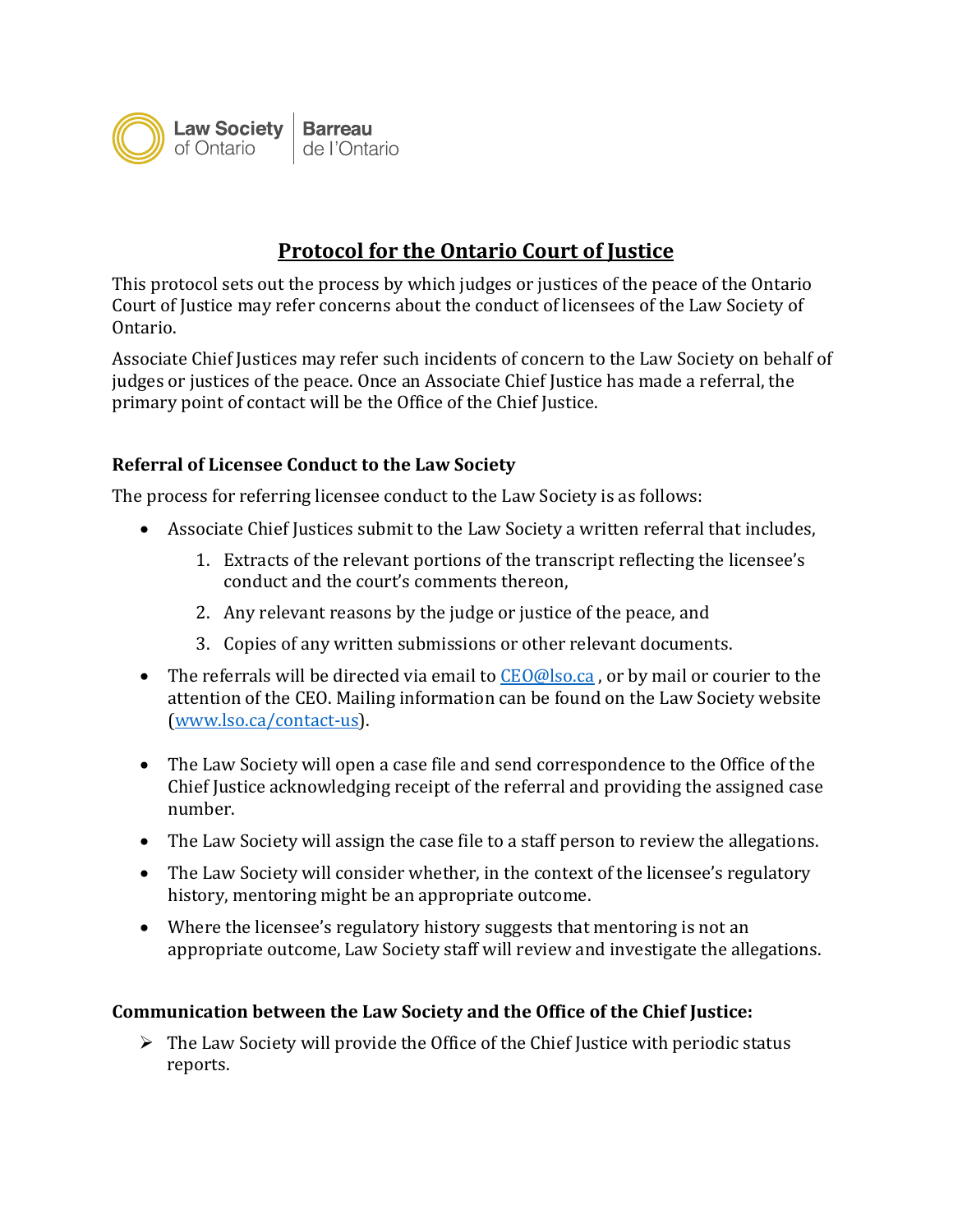Law Society of Ontario | Barreau de l'Ontario

# Protocol for the Ontario Court of Justice

This protocol sets out the process by which judges or justices of the peace of the Ontario Court of Justice may refer concerns about the conduct of licensees of the Law Society of Ontario.

Associate Chief Justices may refer such incidents of concern to the Law Society on behalf of judges or justices of the peace. Once an Associate Chief Justice has made a referral, the primary point of contact will be the Office of the Chief Justice.

### Referral of Licensee Conduct to the Law Society

The process for referring licensee conduct to the Law Society is as follows:

- Associate Chief Justices submit to the Law Society a written referral that includes,
  1. Extracts of the relevant portions of the transcript reflecting the licensee's conduct and the court's comments thereon,
  2. Any relevant reasons by the judge or justice of the peace, and
  3. Copies of any written submissions or other relevant documents.
- The referrals will be directed via email to CEO@lso.ca , or by mail or courier to the attention of the CEO. Mailing information can be found on the Law Society website (www.lso.ca/contact-us).
- The Law Society will open a case file and send correspondence to the Office of the Chief Justice acknowledging receipt of the referral and providing the assigned case number.
- The Law Society will assign the case file to a staff person to review the allegations.
- The Law Society will consider whether, in the context of the licensee's regulatory history, mentoring might be an appropriate outcome.
- Where the licensee's regulatory history suggests that mentoring is not an appropriate outcome, Law Society staff will review and investigate the allegations.

### Communication between the Law Society and the Office of the Chief Justice:

- The Law Society will provide the Office of the Chief Justice with periodic status reports.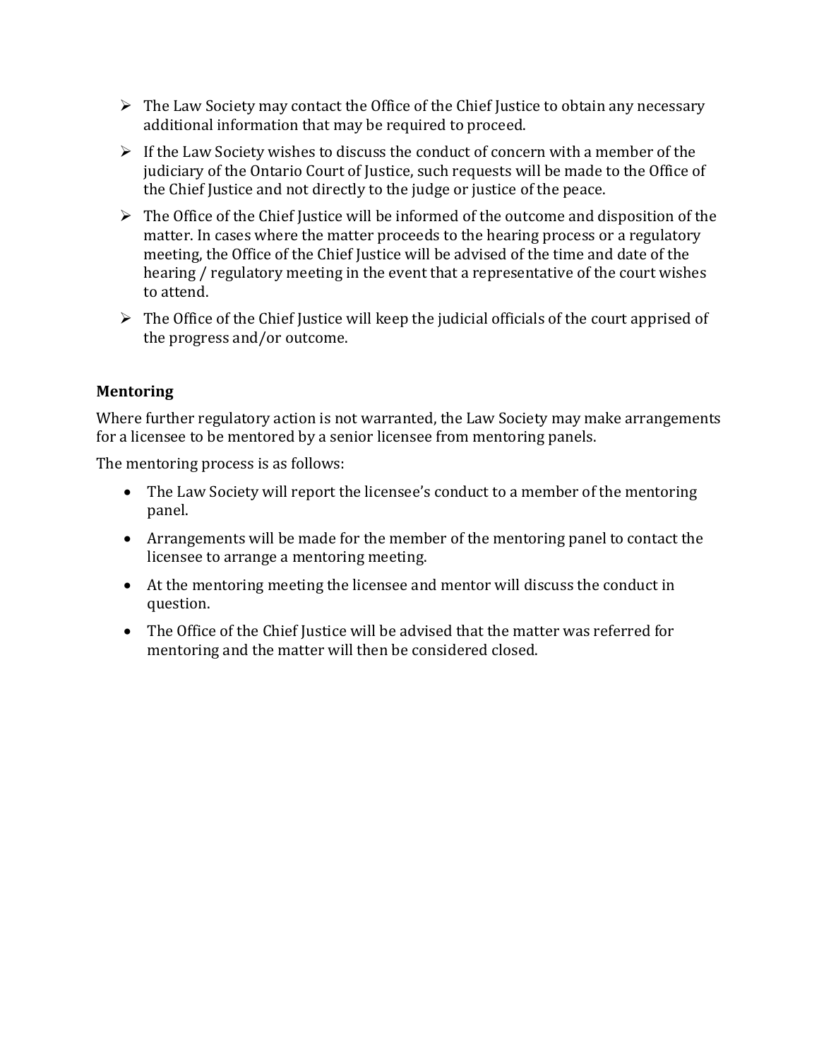- The Law Society may contact the Office of the Chief Justice to obtain any necessary additional information that may be required to proceed.
- If the Law Society wishes to discuss the conduct of concern with a member of the judiciary of the Ontario Court of Justice, such requests will be made to the Office of the Chief Justice and not directly to the judge or justice of the peace.
- The Office of the Chief Justice will be informed of the outcome and disposition of the matter. In cases where the matter proceeds to the hearing process or a regulatory meeting, the Office of the Chief Justice will be advised of the time and date of the hearing / regulatory meeting in the event that a representative of the court wishes to attend.
- The Office of the Chief Justice will keep the judicial officials of the court apprised of the progress and/or outcome.

**Mentoring**

Where further regulatory action is not warranted, the Law Society may make arrangements for a licensee to be mentored by a senior licensee from mentoring panels.

The mentoring process is as follows:

- The Law Society will report the licensee's conduct to a member of the mentoring panel.
- Arrangements will be made for the member of the mentoring panel to contact the licensee to arrange a mentoring meeting.
- At the mentoring meeting the licensee and mentor will discuss the conduct in question.
- The Office of the Chief Justice will be advised that the matter was referred for mentoring and the matter will then be considered closed.